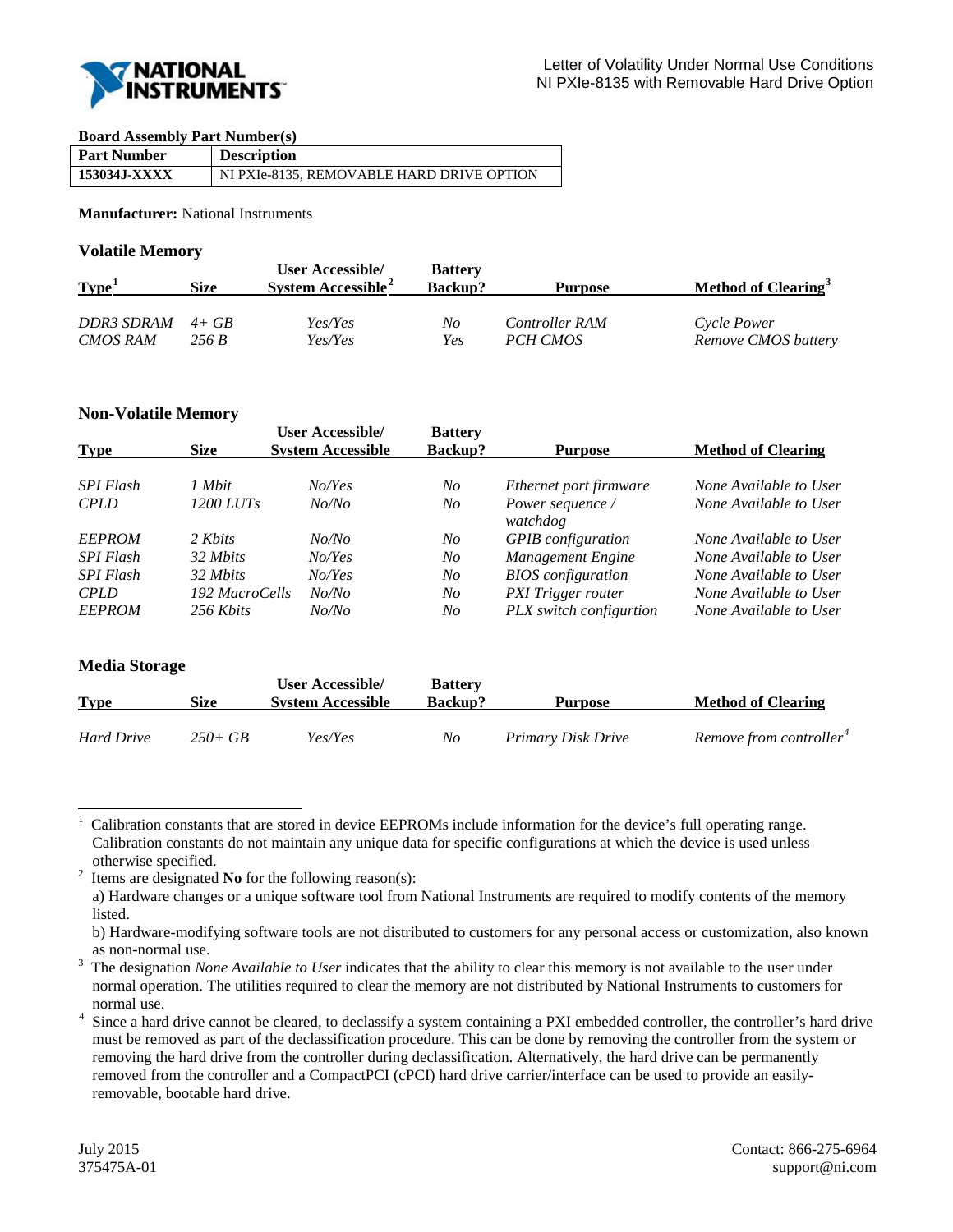Letter of Volatility Under Normal Use Conditions
NI PXIe-8135 with Removable Hard Drive Option

**Board Assembly Part Number(s)**

| Part Number | Description |
|---|---|
| **153034J-XXXX** | NI PXIe-8135, REMOVABLE HARD DRIVE OPTION |

**Manufacturer:** National Instruments

## Volatile Memory

| Type[1] | Size | User Accessible/ System Accessible[2] | Battery Backup? | Purpose | Method of Clearing[3] |
|---|---|---|---|---|---|
| *DDR3 SDRAM* | *4+ GB* | *Yes/Yes* | *No* | *Controller RAM* | *Cycle Power* |
| *CMOS RAM* | *256 B* | *Yes/Yes* | *Yes* | *PCH CMOS* | *Remove CMOS battery* |

## Non-Volatile Memory

| Type | Size | User Accessible/ System Accessible | Battery Backup? | Purpose | Method of Clearing |
|---|---|---|---|---|---|
| *SPI Flash* | *1 Mbit* | *No/Yes* | *No* | *Ethernet port firmware* | *None Available to User* |
| *CPLD* | *1200 LUTs* | *No/No* | *No* | *Power sequence / watchdog* | *None Available to User* |
| *EEPROM* | *2 Kbits* | *No/No* | *No* | *GPIB configuration* | *None Available to User* |
| *SPI Flash* | *32 Mbits* | *No/Yes* | *No* | *Management Engine* | *None Available to User* |
| *SPI Flash* | *32 Mbits* | *No/Yes* | *No* | *BIOS configuration* | *None Available to User* |
| *CPLD* | *192 MacroCells* | *No/No* | *No* | *PXI Trigger router* | *None Available to User* |
| *EEPROM* | *256 Kbits* | *No/No* | *No* | *PLX switch configurtion* | *None Available to User* |

## Media Storage

| Type | Size | User Accessible/ System Accessible | Battery Backup? | Purpose | Method of Clearing |
|---|---|---|---|---|---|
| *Hard Drive* | *250+ GB* | *Yes/Yes* | *No* | *Primary Disk Drive* | *Remove from controller*[4] |

---

[1] Calibration constants that are stored in device EEPROMs include information for the device's full operating range. Calibration constants do not maintain any unique data for specific configurations at which the device is used unless otherwise specified.

[2] Items are designated **No** for the following reason(s):
a) Hardware changes or a unique software tool from National Instruments are required to modify contents of the memory listed.
b) Hardware-modifying software tools are not distributed to customers for any personal access or customization, also known as non-normal use.

[3] The designation *None Available to User* indicates that the ability to clear this memory is not available to the user under normal operation. The utilities required to clear the memory are not distributed by National Instruments to customers for normal use.

[4] Since a hard drive cannot be cleared, to declassify a system containing a PXI embedded controller, the controller's hard drive must be removed as part of the declassification procedure. This can be done by removing the controller from the system or removing the hard drive from the controller during declassification. Alternatively, the hard drive can be permanently removed from the controller and a CompactPCI (cPCI) hard drive carrier/interface can be used to provide an easily-removable, bootable hard drive.

July 2015
375475A-01

Contact: 866-275-6964
support@ni.com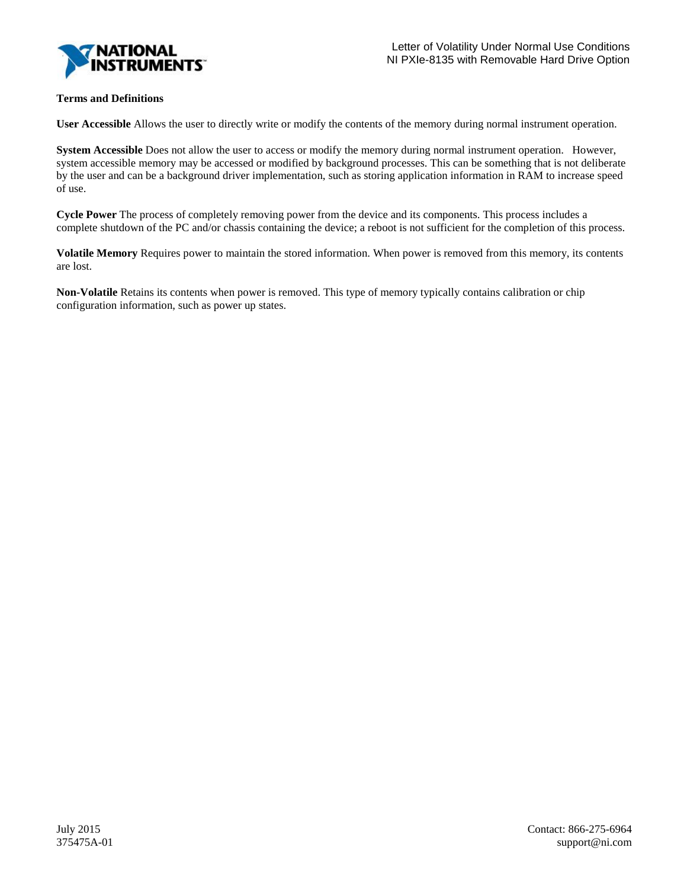**Terms and Definitions**

**User Accessible** Allows the user to directly write or modify the contents of the memory during normal instrument operation.

**System Accessible** Does not allow the user to access or modify the memory during normal instrument operation. However, system accessible memory may be accessed or modified by background processes. This can be something that is not deliberate by the user and can be a background driver implementation, such as storing application information in RAM to increase speed of use.

**Cycle Power** The process of completely removing power from the device and its components. This process includes a complete shutdown of the PC and/or chassis containing the device; a reboot is not sufficient for the completion of this process.

**Volatile Memory** Requires power to maintain the stored information. When power is removed from this memory, its contents are lost.

**Non-Volatile** Retains its contents when power is removed. This type of memory typically contains calibration or chip configuration information, such as power up states.